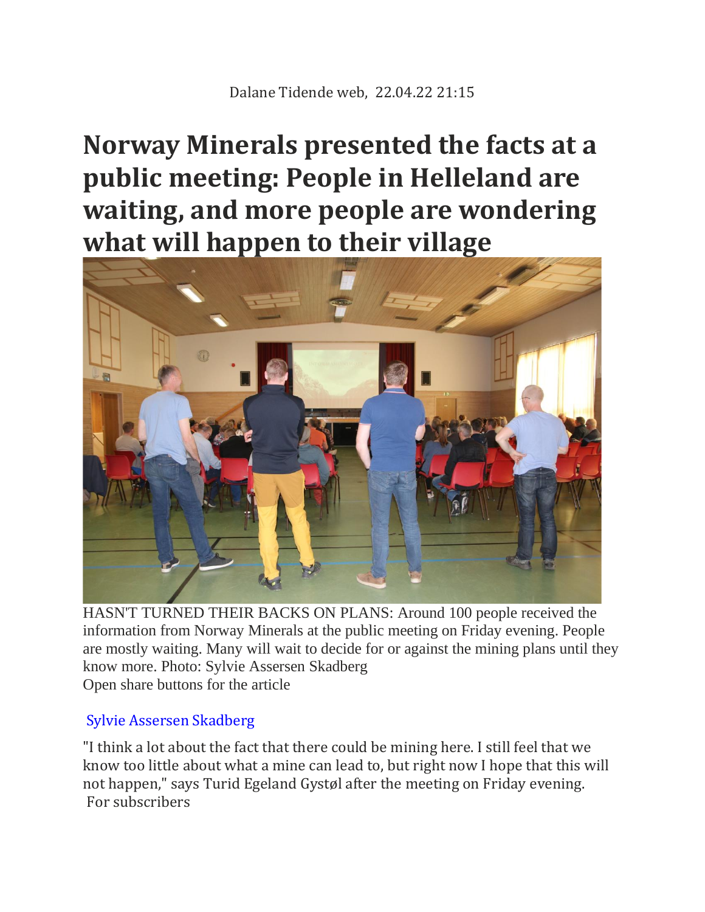Dalane Tidende web, 22.04.22 21:15

# Norway Minerals presented the facts at a public meeting: People in Helleland are waiting, and more people are wondering what will happen to their village

HASN'T TURNED THEIR BACKS ON PLANS: Around 100 people received the information from Norway Minerals at the public meeting on Friday evening. People are mostly waiting. Many will wait to decide for or against the mining plans until they know more. Photo: Sylvie Assersen Skadberg

Open share buttons for the article

Sylvie Assersen Skadberg

"I think a lot about the fact that there could be mining here. I still feel that we know too little about what a mine can lead to, but right now I hope that this will not happen," says Turid Egeland Gystøl after the meeting on Friday evening.

For subscribers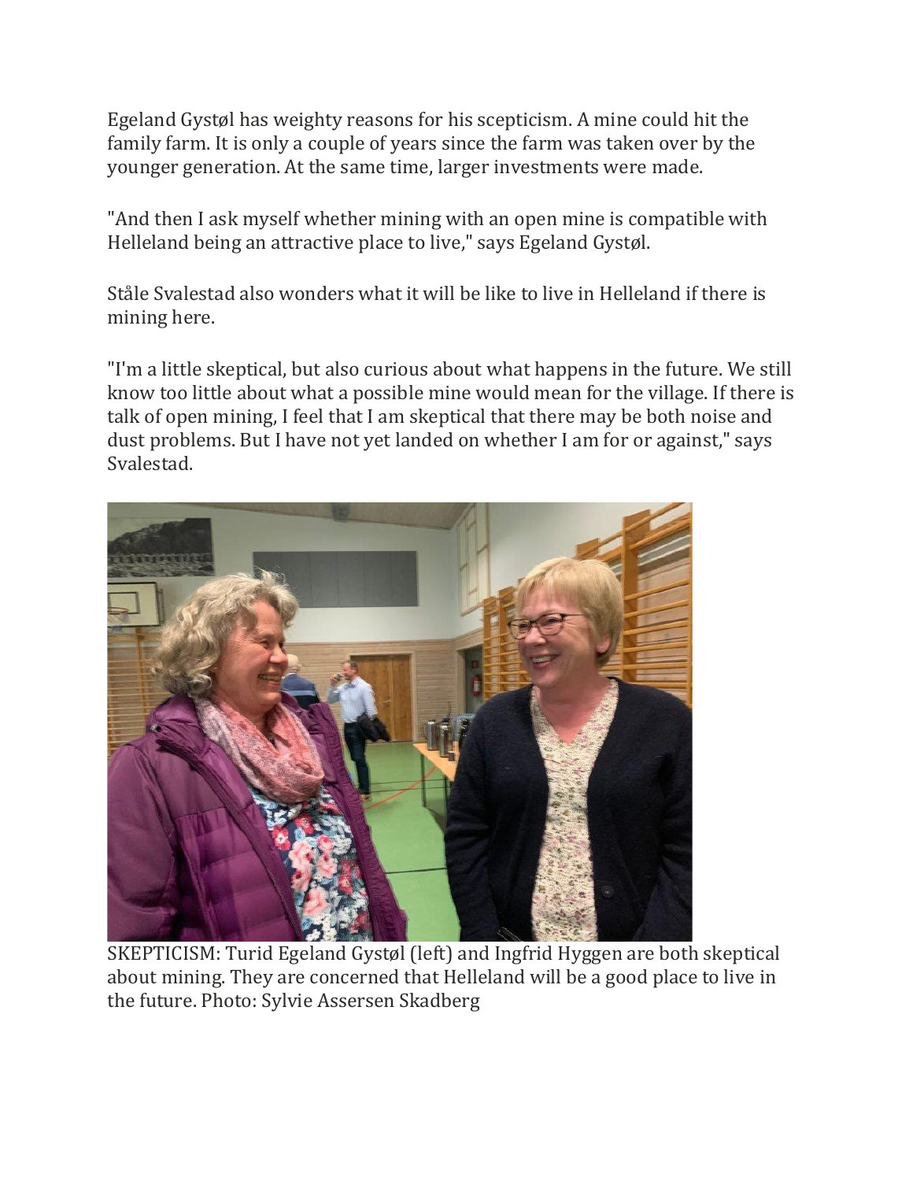Egeland Gystøl has weighty reasons for his scepticism. A mine could hit the family farm. It is only a couple of years since the farm was taken over by the younger generation. At the same time, larger investments were made.

"And then I ask myself whether mining with an open mine is compatible with Helleland being an attractive place to live," says Egeland Gystøl.

Ståle Svalestad also wonders what it will be like to live in Helleland if there is mining here.

"I'm a little skeptical, but also curious about what happens in the future. We still know too little about what a possible mine would mean for the village. If there is talk of open mining, I feel that I am skeptical that there may be both noise and dust problems. But I have not yet landed on whether I am for or against," says Svalestad.

SKEPTICISM: Turid Egeland Gystøl (left) and Ingfrid Hyggen are both skeptical about mining. They are concerned that Helleland will be a good place to live in the future. Photo: Sylvie Assersen Skadberg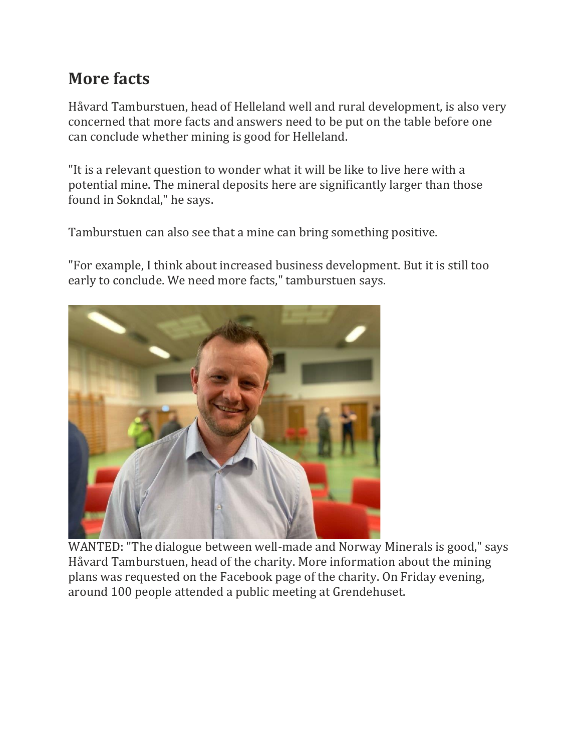## More facts

Håvard Tamburstuen, head of Helleland well and rural development, is also very concerned that more facts and answers need to be put on the table before one can conclude whether mining is good for Helleland.

"It is a relevant question to wonder what it will be like to live here with a potential mine. The mineral deposits here are significantly larger than those found in Sokndal," he says.

Tamburstuen can also see that a mine can bring something positive.

"For example, I think about increased business development. But it is still too early to conclude. We need more facts," tamburstuen says.

WANTED: "The dialogue between well-made and Norway Minerals is good," says Håvard Tamburstuen, head of the charity. More information about the mining plans was requested on the Facebook page of the charity. On Friday evening, around 100 people attended a public meeting at Grendehuset.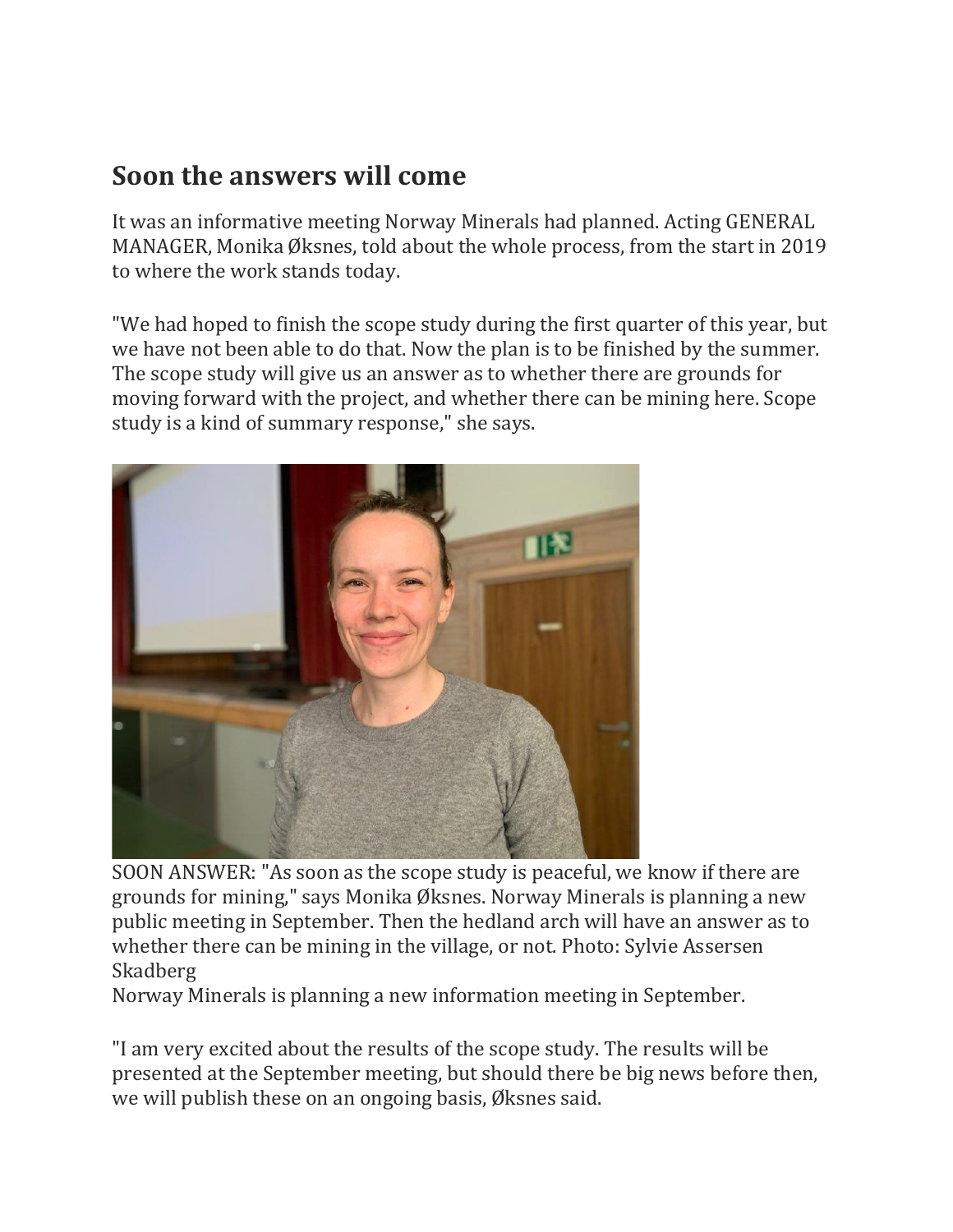## Soon the answers will come

It was an informative meeting Norway Minerals had planned. Acting GENERAL MANAGER, Monika Øksnes, told about the whole process, from the start in 2019 to where the work stands today.

"We had hoped to finish the scope study during the first quarter of this year, but we have not been able to do that. Now the plan is to be finished by the summer. The scope study will give us an answer as to whether there are grounds for moving forward with the project, and whether there can be mining here. Scope study is a kind of summary response," she says.

SOON ANSWER: "As soon as the scope study is peaceful, we know if there are grounds for mining," says Monika Øksnes. Norway Minerals is planning a new public meeting in September. Then the hedland arch will have an answer as to whether there can be mining in the village, or not. Photo: Sylvie Assersen Skadberg

Norway Minerals is planning a new information meeting in September.

"I am very excited about the results of the scope study. The results will be presented at the September meeting, but should there be big news before then, we will publish these on an ongoing basis, Øksnes said.